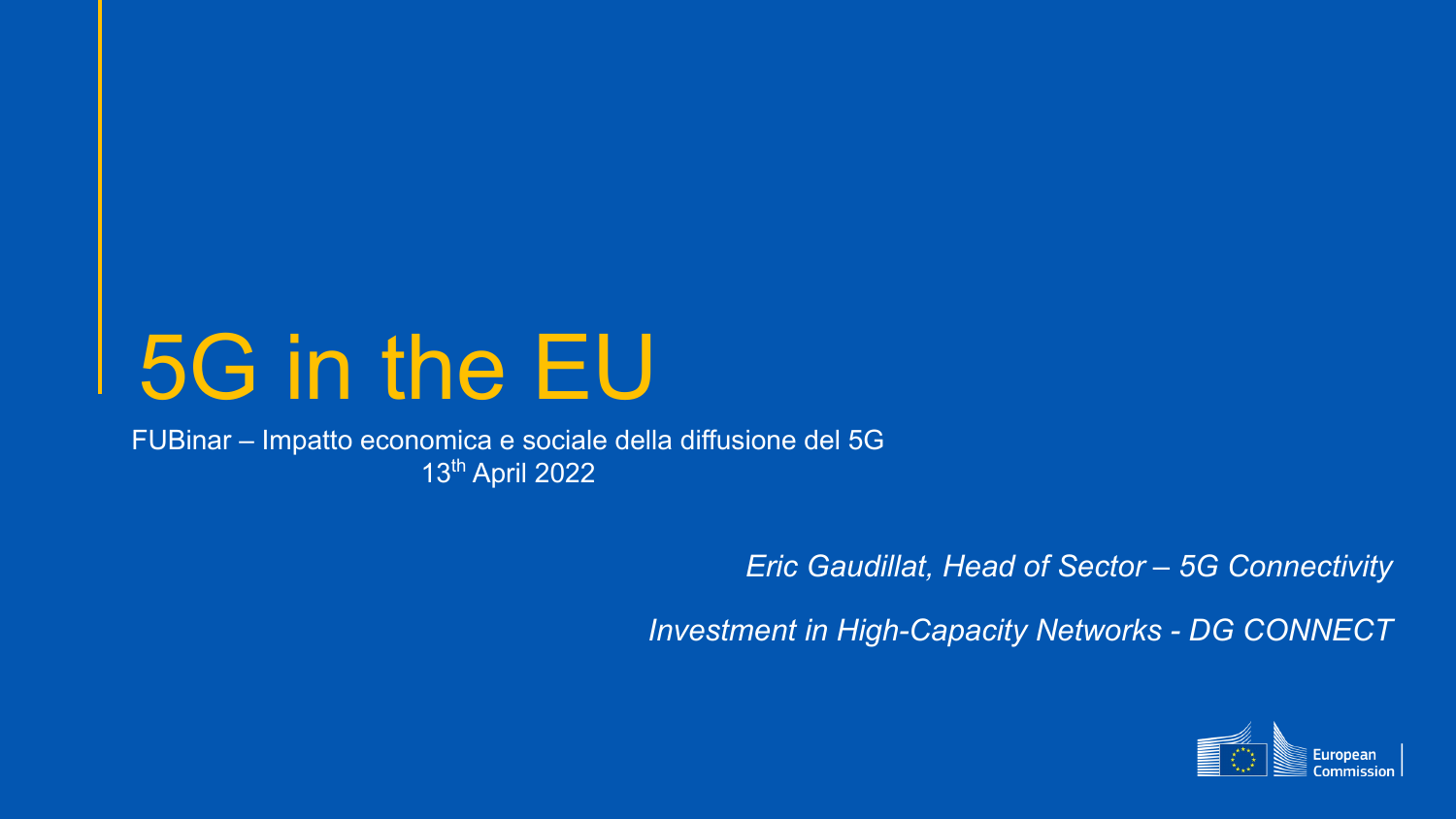# 5G in the EU

FUBinar – Impatto economica e sociale della diffusione del 5G
13th April 2022

*Eric Gaudillat, Head of Sector – 5G Connectivity*

*Investment in High-Capacity Networks - DG CONNECT*

European Commission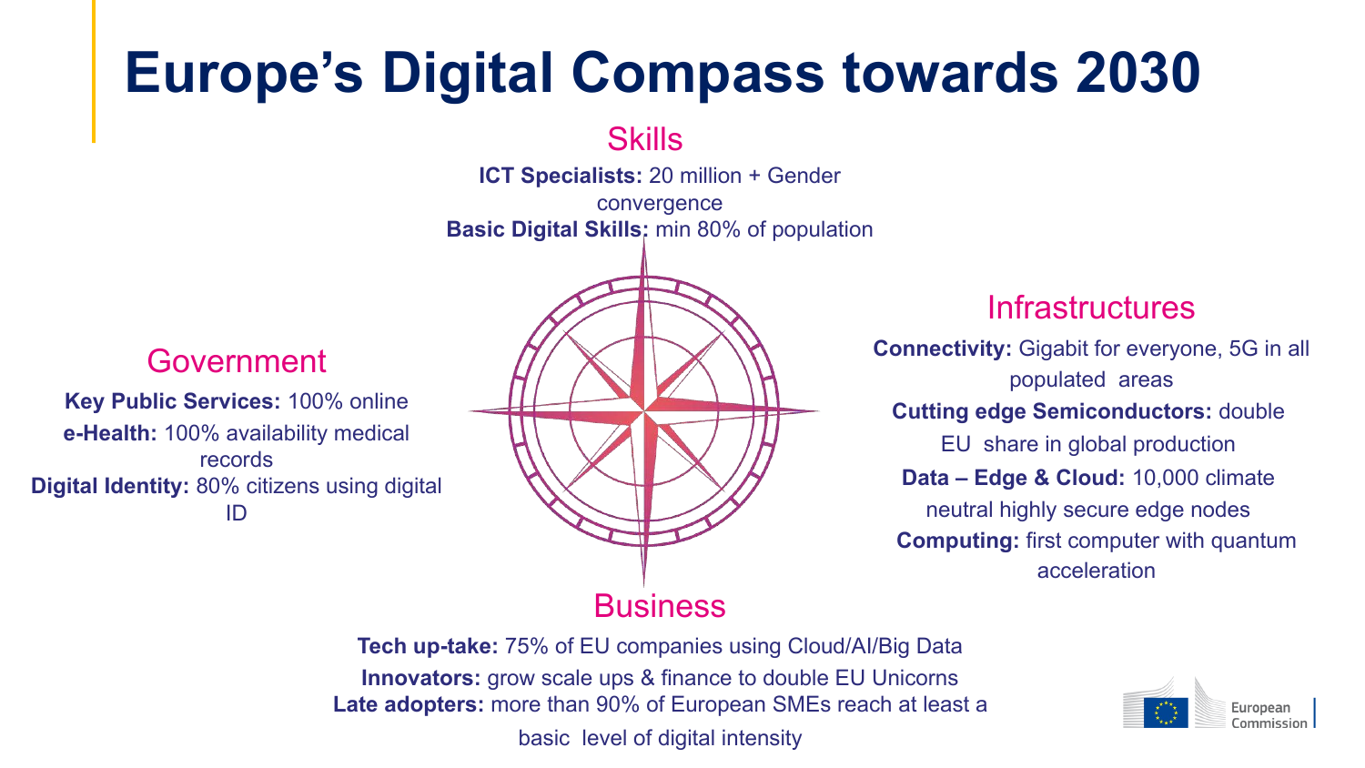# Europe's Digital Compass towards 2030

## Skills

**ICT Specialists:** 20 million + Gender convergence
**Basic Digital Skills:** min 80% of population

## Government

**Key Public Services:** 100% online
**e-Health:** 100% availability medical records
**Digital Identity:** 80% citizens using digital ID

## Infrastructures

**Connectivity:** Gigabit for everyone, 5G in all populated areas
**Cutting edge Semiconductors:** double EU share in global production
**Data – Edge & Cloud:** 10,000 climate neutral highly secure edge nodes
**Computing:** first computer with quantum acceleration

## Business

**Tech up-take:** 75% of EU companies using Cloud/AI/Big Data
**Innovators:** grow scale ups & finance to double EU Unicorns
**Late adopters:** more than 90% of European SMEs reach at least a basic level of digital intensity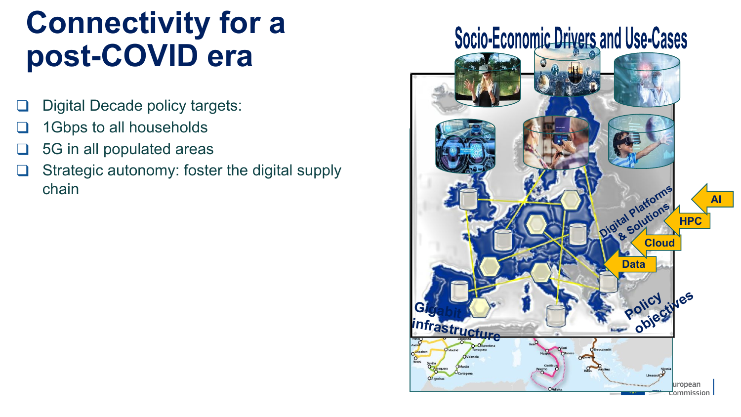# Connectivity for a post-COVID era

- Digital Decade policy targets:
- 1Gbps to all households
- 5G in all populated areas
- Strategic autonomy: foster the digital supply chain

Socio-Economic Drivers and Use-Cases

Digital Platforms & Solutions

AI

HPC

Cloud

Data

Gigabit infrastructure

Policy objectives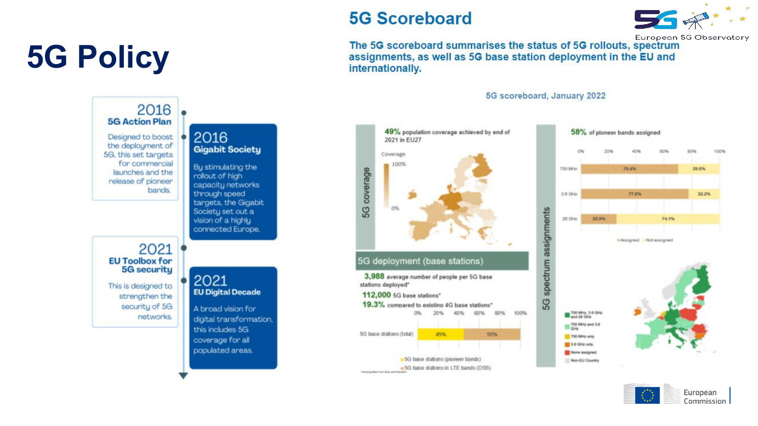# 5G Policy

**2016**
**5G Action Plan**

Designed to boost the deployment of 5G, this set targets for commercial launches and the release of pioneer bands.

**2016**
**Gigabit Society**

By stimulating the rollout of high capacity networks through speed targets, the Gigabit Society set out a vision of a highly connected Europe.

**2021**
**EU Toolbox for 5G security**

This is designed to strengthen the security of 5G networks.

**2021**
**EU Digital Decade**

A broad vision for digital transformation, this includes 5G coverage for all populated areas.

## 5G Scoreboard

European 5G Observatory

**The 5G scoreboard summarises the status of 5G rollouts, spectrum assignments, as well as 5G base station deployment in the EU and internationally.**

5G scoreboard, January 2022

### 5G coverage

**49%** population coverage achieved by end of 2021 in EU27

Coverage: 100% – 0%

### 5G deployment (base stations)

**3,988** average number of people per 5G base stations deployed*

**112,000** 5G base stations*

**19.3%** compared to existing 4G base stations*

| | 5G base stations (pioneer bands) | 5G base stations in LTE bands (DSS) |
|---|---|---|
| 5G base stations (total) | 45% | 55% |

*missing data from Italy and Sweden

### 5G spectrum assignments

**58%** of pioneer bands assigned

| Band | Assigned | Not assigned |
|---|---|---|
| 700 MHz | 70.4% | 29.6% |
| 3.6 GHz | 77.8% | 22.2% |
| 26 GHz | 25.9% | 74.1% |

Legend: 700 MHz, 3.6 GHz and 26 GHz; 700 MHz and 3.6 GHz; 700 MHz only; 3.6 GHz only; None assigned; Non-EU Country

European Commission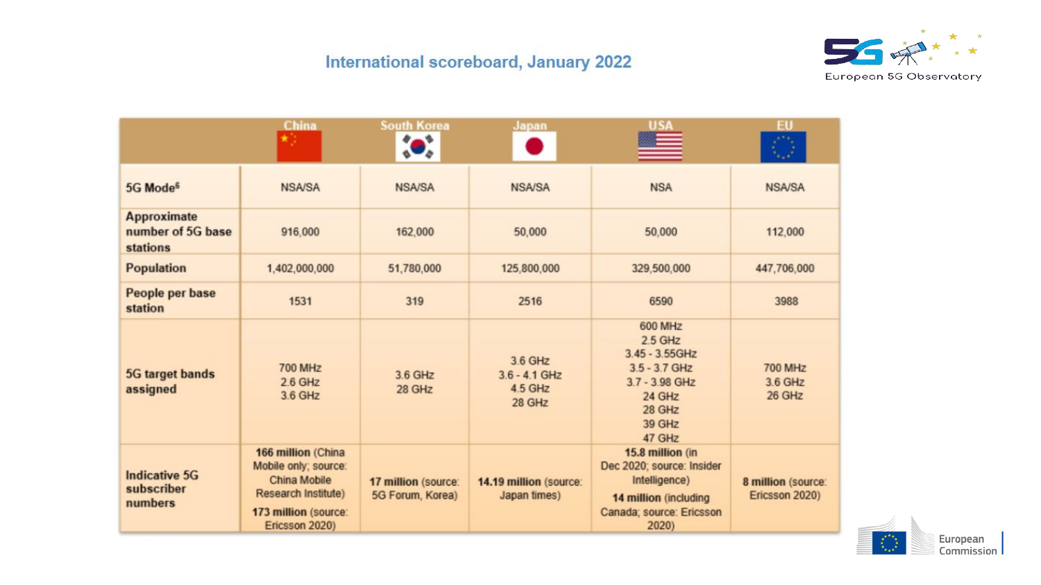## International scoreboard, January 2022

| | China | South Korea | Japan | USA | EU |
|---|---|---|---|---|---|
| **5G Mode**[6] | NSA/SA | NSA/SA | NSA/SA | NSA | NSA/SA |
| **Approximate number of 5G base stations** | 916,000 | 162,000 | 50,000 | 50,000 | 112,000 |
| **Population** | 1,402,000,000 | 51,780,000 | 125,800,000 | 329,500,000 | 447,706,000 |
| **People per base station** | 1531 | 319 | 2516 | 6590 | 3988 |
| **5G target bands assigned** | 700 MHz<br>2.6 GHz<br>3.6 GHz | 3.6 GHz<br>28 GHz | 3.6 GHz<br>3.6 - 4.1 GHz<br>4.5 GHz<br>28 GHz | 600 MHz<br>2.5 GHz<br>3.45 - 3.55GHz<br>3.5 - 3.7 GHz<br>3.7 - 3.98 GHz<br>24 GHz<br>28 GHz<br>39 GHz<br>47 GHz | 700 MHz<br>3.6 GHz<br>26 GHz |
| **Indicative 5G subscriber numbers** | **166 million** (China Mobile only; source: China Mobile Research Institute)<br>**173 million** (source: Ericsson 2020) | **17 million** (source: 5G Forum, Korea) | **14.19 million** (source: Japan times) | **15.8 million** (in Dec 2020; source: Insider Intelligence)<br>**14 million** (including Canada; source: Ericsson 2020) | **8 million** (source: Ericsson 2020) |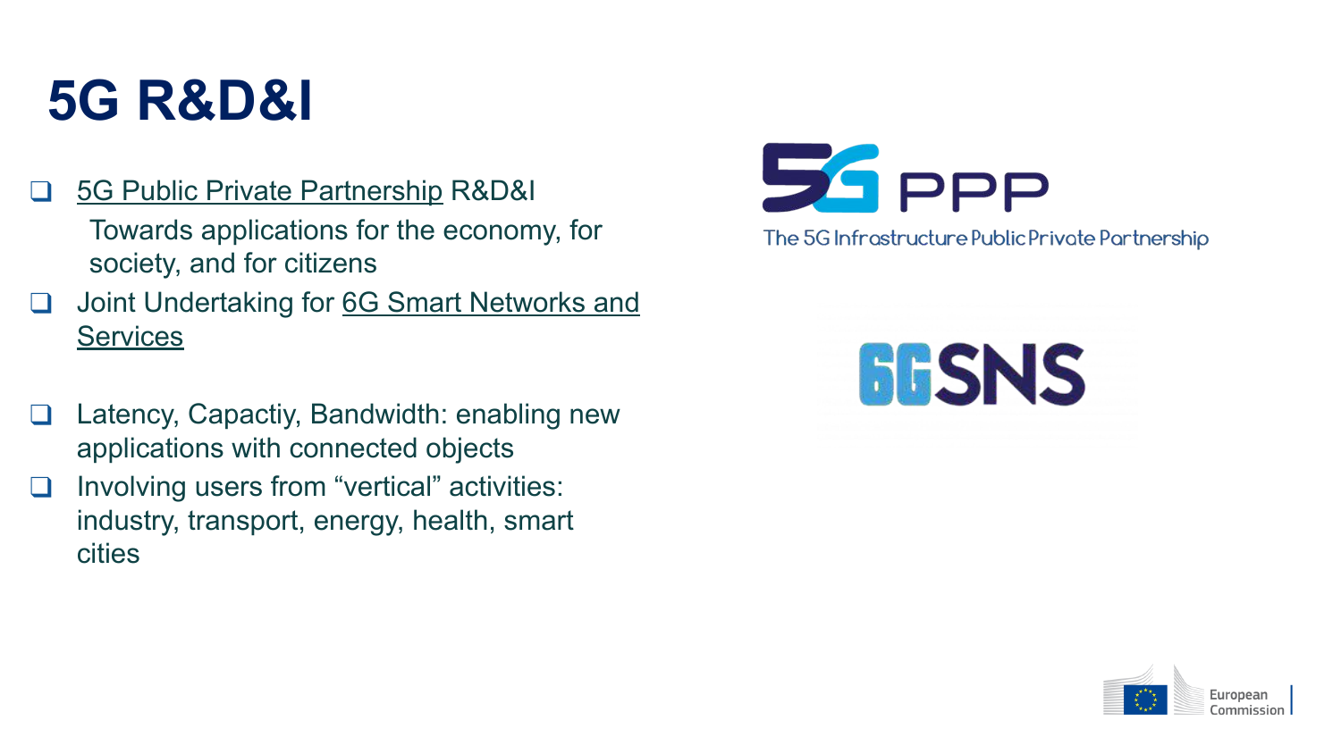# 5G R&D&I

- 5G Public Private Partnership R&D&I
  Towards applications for the economy, for society, and for citizens
- Joint Undertaking for 6G Smart Networks and Services
- Latency, Capactiy, Bandwidth: enabling new applications with connected objects
- Involving users from “vertical” activities: industry, transport, energy, health, smart cities

5G PPP

The 5G Infrastructure Public Private Partnership

6G SNS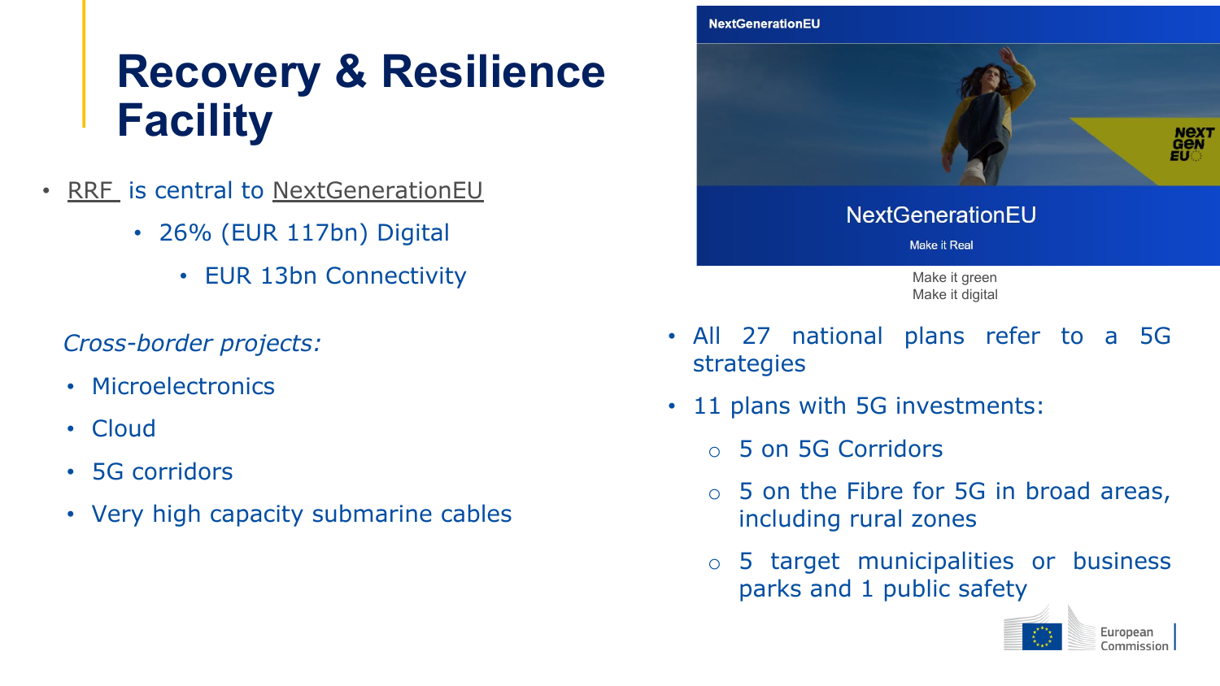# Recovery & Resilience Facility

- RRF is central to NextGenerationEU
  - 26% (EUR 117bn) Digital
    - EUR 13bn Connectivity

*Cross-border projects:*

- Microelectronics
- Cloud
- 5G corridors
- Very high capacity submarine cables

NextGenerationEU

NextGenerationEU

Make it Real

Make it green
Make it digital

- All 27 national plans refer to a 5G strategies
- 11 plans with 5G investments:
  - 5 on 5G Corridors
  - 5 on the Fibre for 5G in broad areas, including rural zones
  - 5 target municipalities or business parks and 1 public safety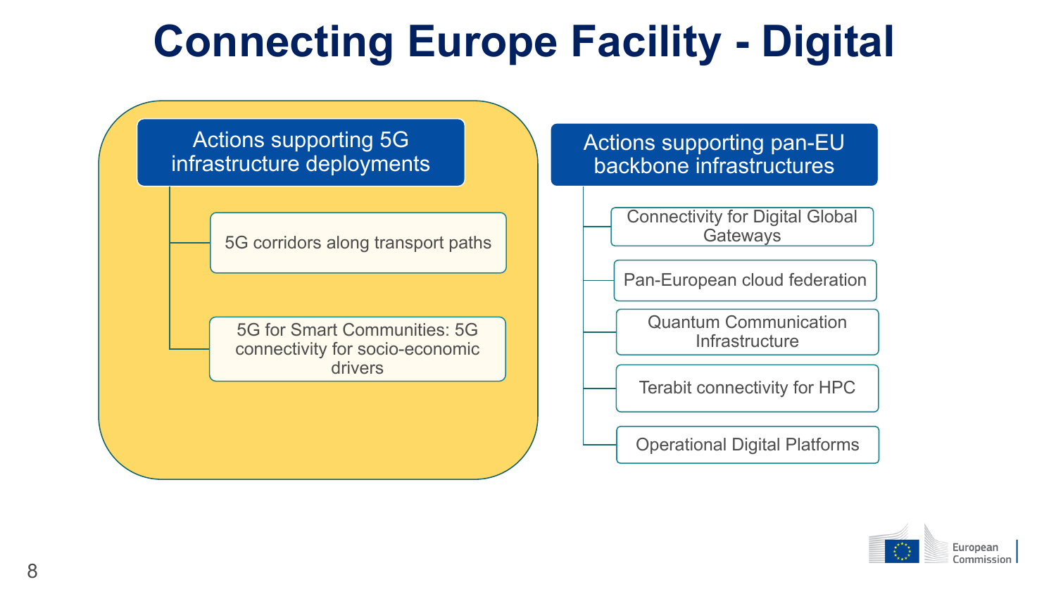# Connecting Europe Facility - Digital

## Actions supporting 5G infrastructure deployments

- 5G corridors along transport paths
- 5G for Smart Communities: 5G connectivity for socio-economic drivers

## Actions supporting pan-EU backbone infrastructures

- Connectivity for Digital Global Gateways
- Pan-European cloud federation
- Quantum Communication Infrastructure
- Terabit connectivity for HPC
- Operational Digital Platforms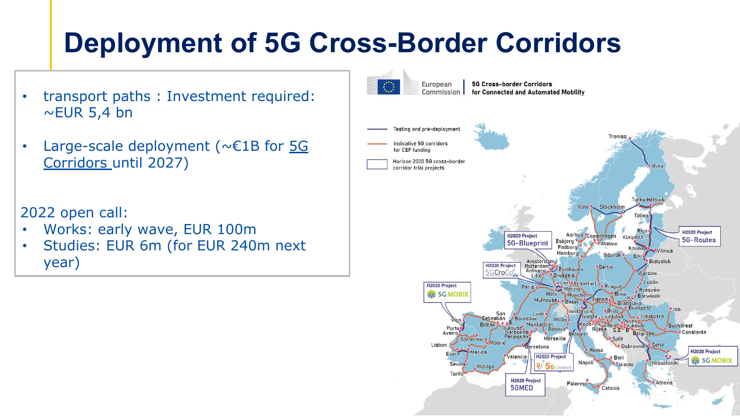# Deployment of 5G Cross-Border Corridors

- transport paths : Investment required: ~EUR 5,4 bn
- Large-scale deployment (~€1B for 5G Corridors until 2027)

2022 open call:

- Works: early wave, EUR 100m
- Studies: EUR 6m (for EUR 240m next year)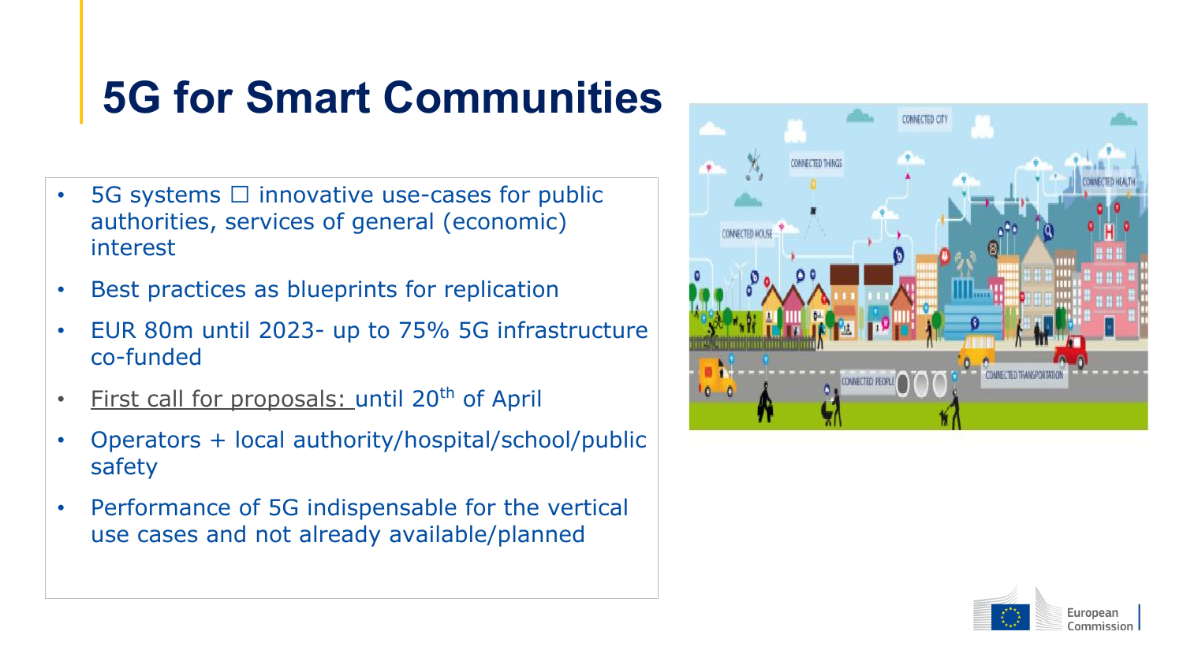# 5G for Smart Communities

- 5G systems ☐ innovative use-cases for public authorities, services of general (economic) interest
- Best practices as blueprints for replication
- EUR 80m until 2023- up to 75% 5G infrastructure co-funded
- First call for proposals: until 20th of April
- Operators + local authority/hospital/school/public safety
- Performance of 5G indispensable for the vertical use cases and not already available/planned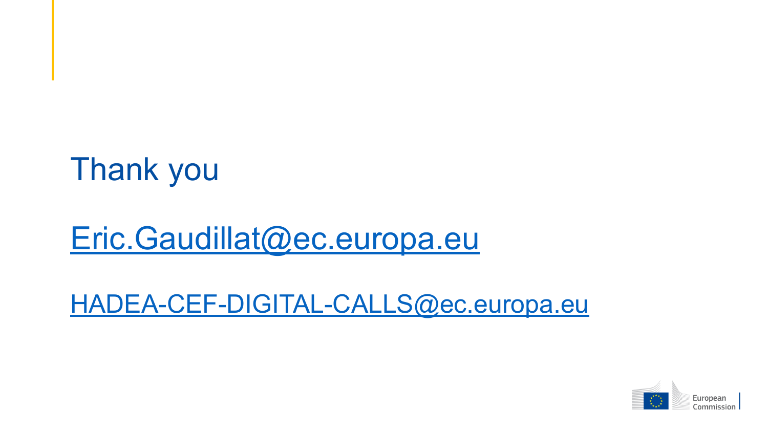# Thank you

Eric.Gaudillat@ec.europa.eu

HADEA-CEF-DIGITAL-CALLS@ec.europa.eu